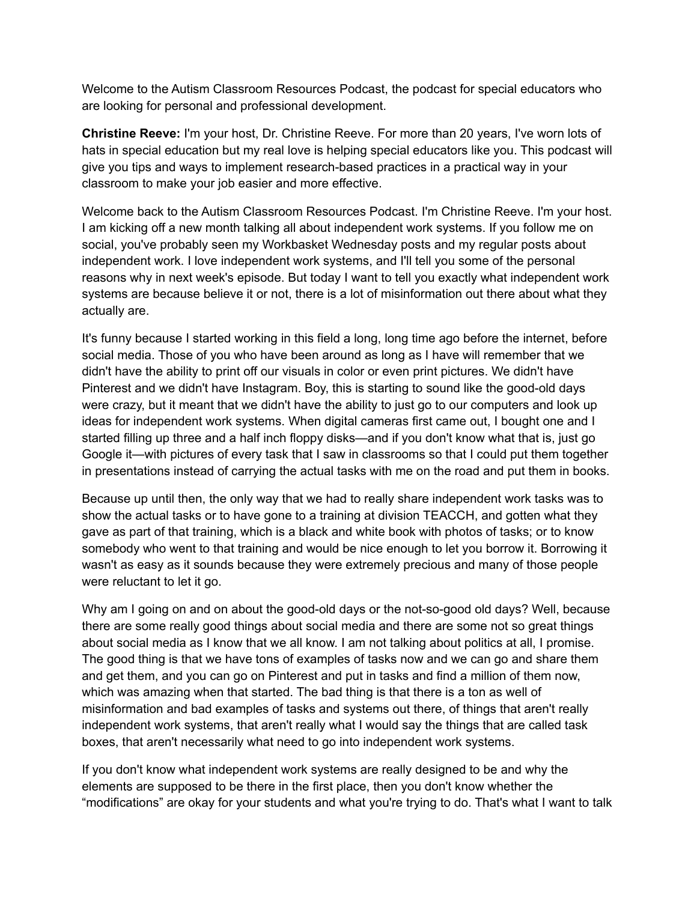Welcome to the Autism Classroom Resources Podcast, the podcast for special educators who are looking for personal and professional development.

**Christine Reeve:** I'm your host, Dr. Christine Reeve. For more than 20 years, I've worn lots of hats in special education but my real love is helping special educators like you. This podcast will give you tips and ways to implement research-based practices in a practical way in your classroom to make your job easier and more effective.

Welcome back to the Autism Classroom Resources Podcast. I'm Christine Reeve. I'm your host. I am kicking off a new month talking all about independent work systems. If you follow me on social, you've probably seen my Workbasket Wednesday posts and my regular posts about independent work. I love independent work systems, and I'll tell you some of the personal reasons why in next week's episode. But today I want to tell you exactly what independent work systems are because believe it or not, there is a lot of misinformation out there about what they actually are.

It's funny because I started working in this field a long, long time ago before the internet, before social media. Those of you who have been around as long as I have will remember that we didn't have the ability to print off our visuals in color or even print pictures. We didn't have Pinterest and we didn't have Instagram. Boy, this is starting to sound like the good-old days were crazy, but it meant that we didn't have the ability to just go to our computers and look up ideas for independent work systems. When digital cameras first came out, I bought one and I started filling up three and a half inch floppy disks—and if you don't know what that is, just go Google it—with pictures of every task that I saw in classrooms so that I could put them together in presentations instead of carrying the actual tasks with me on the road and put them in books.

Because up until then, the only way that we had to really share independent work tasks was to show the actual tasks or to have gone to a training at division TEACCH, and gotten what they gave as part of that training, which is a black and white book with photos of tasks; or to know somebody who went to that training and would be nice enough to let you borrow it. Borrowing it wasn't as easy as it sounds because they were extremely precious and many of those people were reluctant to let it go.

Why am I going on and on about the good-old days or the not-so-good old days? Well, because there are some really good things about social media and there are some not so great things about social media as I know that we all know. I am not talking about politics at all, I promise. The good thing is that we have tons of examples of tasks now and we can go and share them and get them, and you can go on Pinterest and put in tasks and find a million of them now, which was amazing when that started. The bad thing is that there is a ton as well of misinformation and bad examples of tasks and systems out there, of things that aren't really independent work systems, that aren't really what I would say the things that are called task boxes, that aren't necessarily what need to go into independent work systems.

If you don't know what independent work systems are really designed to be and why the elements are supposed to be there in the first place, then you don't know whether the "modifications" are okay for your students and what you're trying to do. That's what I want to talk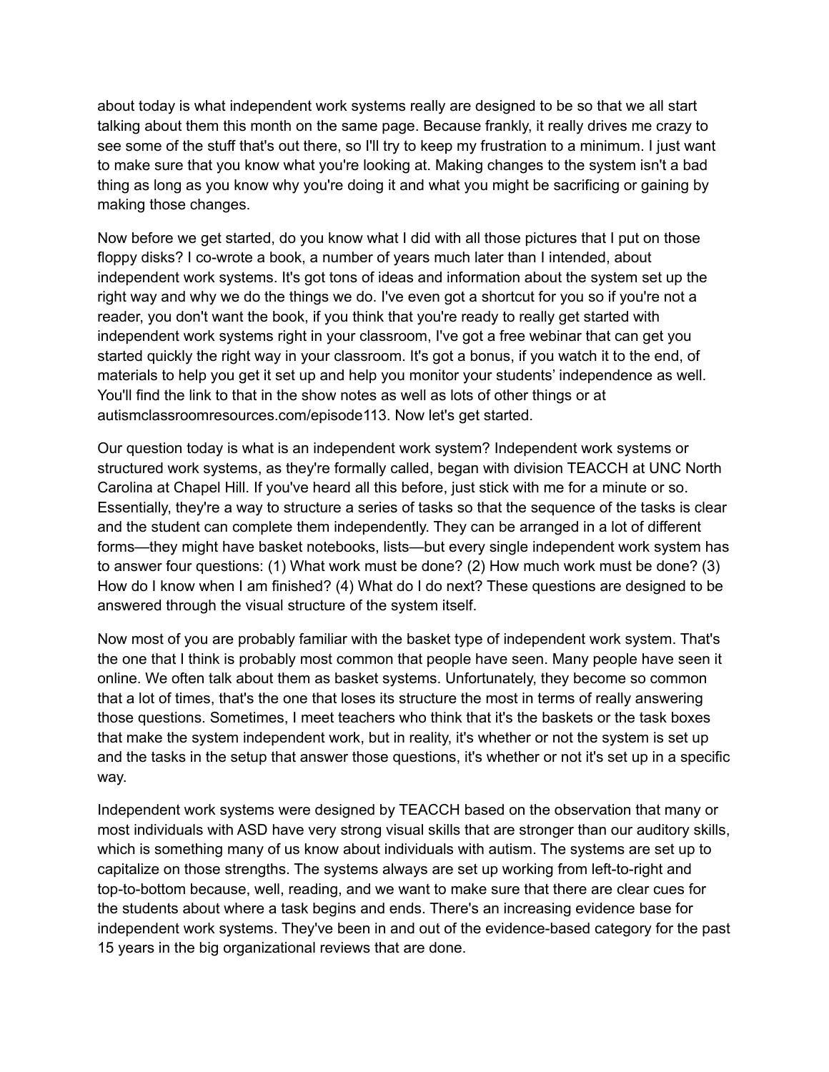about today is what independent work systems really are designed to be so that we all start talking about them this month on the same page. Because frankly, it really drives me crazy to see some of the stuff that's out there, so I'll try to keep my frustration to a minimum. I just want to make sure that you know what you're looking at. Making changes to the system isn't a bad thing as long as you know why you're doing it and what you might be sacrificing or gaining by making those changes.

Now before we get started, do you know what I did with all those pictures that I put on those floppy disks? I co-wrote a book, a number of years much later than I intended, about independent work systems. It's got tons of ideas and information about the system set up the right way and why we do the things we do. I've even got a shortcut for you so if you're not a reader, you don't want the book, if you think that you're ready to really get started with independent work systems right in your classroom, I've got a free webinar that can get you started quickly the right way in your classroom. It's got a bonus, if you watch it to the end, of materials to help you get it set up and help you monitor your students' independence as well. You'll find the link to that in the show notes as well as lots of other things or at autismclassroomresources.com/episode113. Now let's get started.

Our question today is what is an independent work system? Independent work systems or structured work systems, as they're formally called, began with division TEACCH at UNC North Carolina at Chapel Hill. If you've heard all this before, just stick with me for a minute or so. Essentially, they're a way to structure a series of tasks so that the sequence of the tasks is clear and the student can complete them independently. They can be arranged in a lot of different forms—they might have basket notebooks, lists—but every single independent work system has to answer four questions: (1) What work must be done? (2) How much work must be done? (3) How do I know when I am finished? (4) What do I do next? These questions are designed to be answered through the visual structure of the system itself.

Now most of you are probably familiar with the basket type of independent work system. That's the one that I think is probably most common that people have seen. Many people have seen it online. We often talk about them as basket systems. Unfortunately, they become so common that a lot of times, that's the one that loses its structure the most in terms of really answering those questions. Sometimes, I meet teachers who think that it's the baskets or the task boxes that make the system independent work, but in reality, it's whether or not the system is set up and the tasks in the setup that answer those questions, it's whether or not it's set up in a specific way.

Independent work systems were designed by TEACCH based on the observation that many or most individuals with ASD have very strong visual skills that are stronger than our auditory skills, which is something many of us know about individuals with autism. The systems are set up to capitalize on those strengths. The systems always are set up working from left-to-right and top-to-bottom because, well, reading, and we want to make sure that there are clear cues for the students about where a task begins and ends. There's an increasing evidence base for independent work systems. They've been in and out of the evidence-based category for the past 15 years in the big organizational reviews that are done.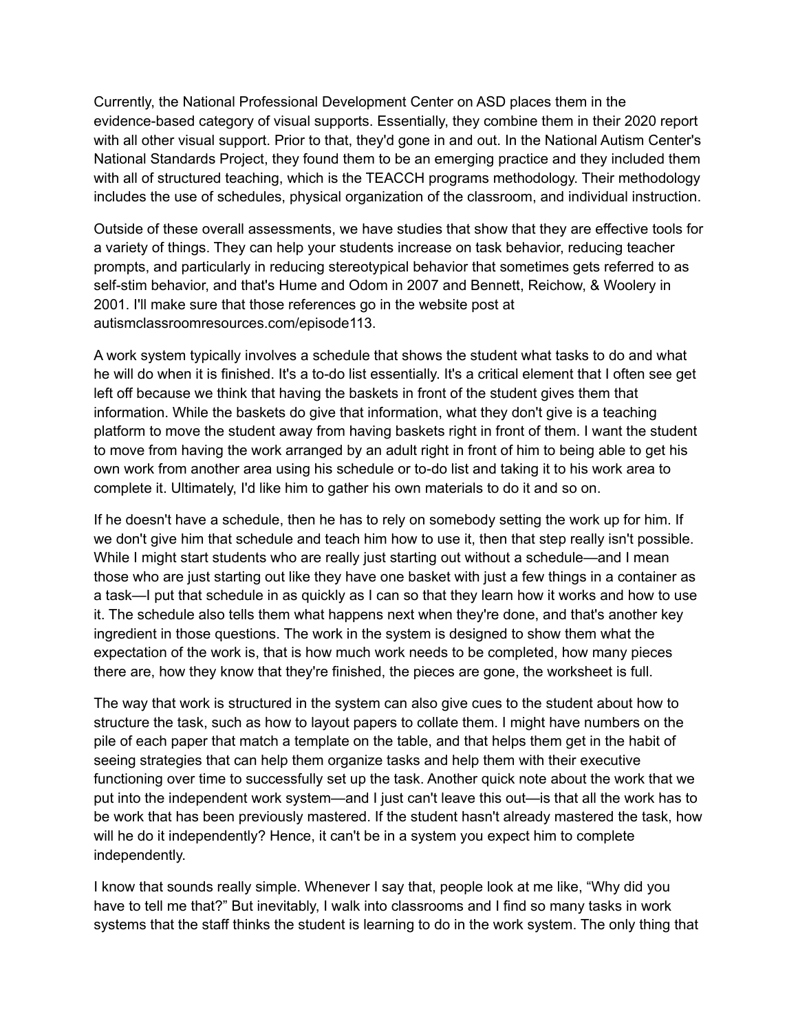Currently, the National Professional Development Center on ASD places them in the evidence-based category of visual supports. Essentially, they combine them in their 2020 report with all other visual support. Prior to that, they'd gone in and out. In the National Autism Center's National Standards Project, they found them to be an emerging practice and they included them with all of structured teaching, which is the TEACCH programs methodology. Their methodology includes the use of schedules, physical organization of the classroom, and individual instruction.

Outside of these overall assessments, we have studies that show that they are effective tools for a variety of things. They can help your students increase on task behavior, reducing teacher prompts, and particularly in reducing stereotypical behavior that sometimes gets referred to as self-stim behavior, and that's Hume and Odom in 2007 and Bennett, Reichow, & Woolery in 2001. I'll make sure that those references go in the website post at autismclassroomresources.com/episode113.

A work system typically involves a schedule that shows the student what tasks to do and what he will do when it is finished. It's a to-do list essentially. It's a critical element that I often see get left off because we think that having the baskets in front of the student gives them that information. While the baskets do give that information, what they don't give is a teaching platform to move the student away from having baskets right in front of them. I want the student to move from having the work arranged by an adult right in front of him to being able to get his own work from another area using his schedule or to-do list and taking it to his work area to complete it. Ultimately, I'd like him to gather his own materials to do it and so on.

If he doesn't have a schedule, then he has to rely on somebody setting the work up for him. If we don't give him that schedule and teach him how to use it, then that step really isn't possible. While I might start students who are really just starting out without a schedule—and I mean those who are just starting out like they have one basket with just a few things in a container as a task—I put that schedule in as quickly as I can so that they learn how it works and how to use it. The schedule also tells them what happens next when they're done, and that's another key ingredient in those questions. The work in the system is designed to show them what the expectation of the work is, that is how much work needs to be completed, how many pieces there are, how they know that they're finished, the pieces are gone, the worksheet is full.

The way that work is structured in the system can also give cues to the student about how to structure the task, such as how to layout papers to collate them. I might have numbers on the pile of each paper that match a template on the table, and that helps them get in the habit of seeing strategies that can help them organize tasks and help them with their executive functioning over time to successfully set up the task. Another quick note about the work that we put into the independent work system—and I just can't leave this out—is that all the work has to be work that has been previously mastered. If the student hasn't already mastered the task, how will he do it independently? Hence, it can't be in a system you expect him to complete independently.

I know that sounds really simple. Whenever I say that, people look at me like, "Why did you have to tell me that?" But inevitably, I walk into classrooms and I find so many tasks in work systems that the staff thinks the student is learning to do in the work system. The only thing that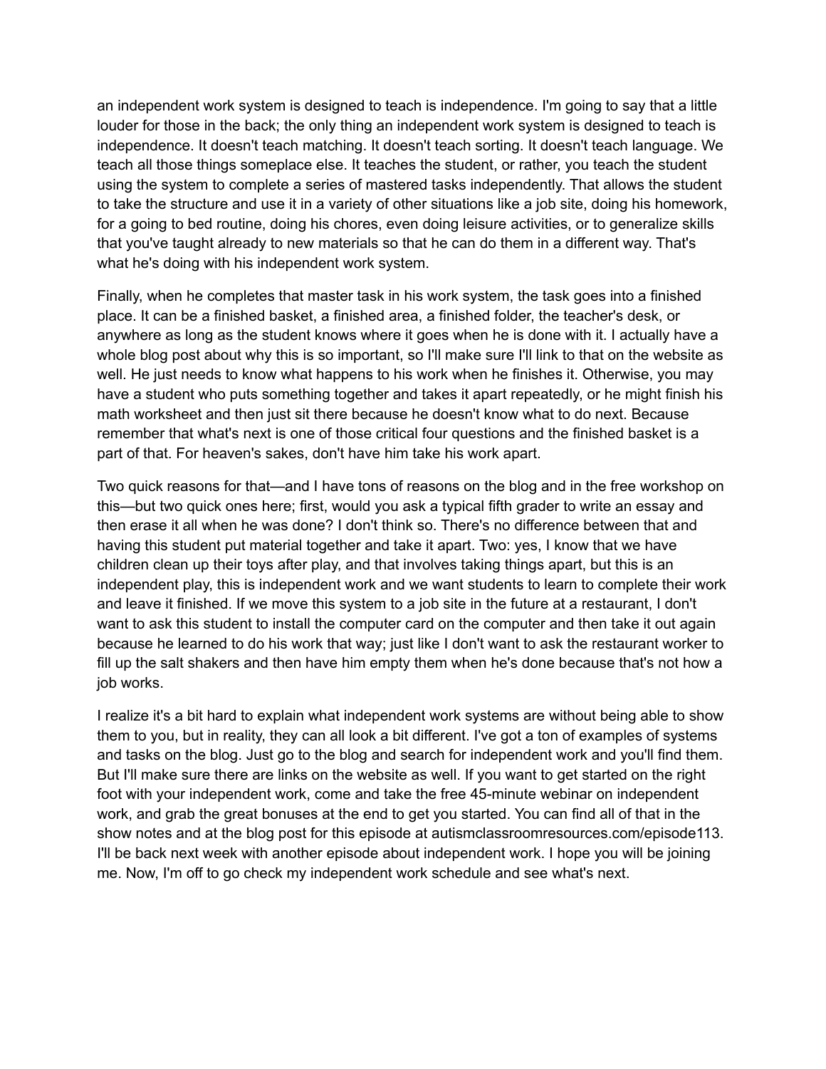an independent work system is designed to teach is independence. I'm going to say that a little louder for those in the back; the only thing an independent work system is designed to teach is independence. It doesn't teach matching. It doesn't teach sorting. It doesn't teach language. We teach all those things someplace else. It teaches the student, or rather, you teach the student using the system to complete a series of mastered tasks independently. That allows the student to take the structure and use it in a variety of other situations like a job site, doing his homework, for a going to bed routine, doing his chores, even doing leisure activities, or to generalize skills that you've taught already to new materials so that he can do them in a different way. That's what he's doing with his independent work system.

Finally, when he completes that master task in his work system, the task goes into a finished place. It can be a finished basket, a finished area, a finished folder, the teacher's desk, or anywhere as long as the student knows where it goes when he is done with it. I actually have a whole blog post about why this is so important, so I'll make sure I'll link to that on the website as well. He just needs to know what happens to his work when he finishes it. Otherwise, you may have a student who puts something together and takes it apart repeatedly, or he might finish his math worksheet and then just sit there because he doesn't know what to do next. Because remember that what's next is one of those critical four questions and the finished basket is a part of that. For heaven's sakes, don't have him take his work apart.

Two quick reasons for that—and I have tons of reasons on the blog and in the free workshop on this—but two quick ones here; first, would you ask a typical fifth grader to write an essay and then erase it all when he was done? I don't think so. There's no difference between that and having this student put material together and take it apart. Two: yes, I know that we have children clean up their toys after play, and that involves taking things apart, but this is an independent play, this is independent work and we want students to learn to complete their work and leave it finished. If we move this system to a job site in the future at a restaurant, I don't want to ask this student to install the computer card on the computer and then take it out again because he learned to do his work that way; just like I don't want to ask the restaurant worker to fill up the salt shakers and then have him empty them when he's done because that's not how a job works.

I realize it's a bit hard to explain what independent work systems are without being able to show them to you, but in reality, they can all look a bit different. I've got a ton of examples of systems and tasks on the blog. Just go to the blog and search for independent work and you'll find them. But I'll make sure there are links on the website as well. If you want to get started on the right foot with your independent work, come and take the free 45-minute webinar on independent work, and grab the great bonuses at the end to get you started. You can find all of that in the show notes and at the blog post for this episode at autismclassroomresources.com/episode113. I'll be back next week with another episode about independent work. I hope you will be joining me. Now, I'm off to go check my independent work schedule and see what's next.